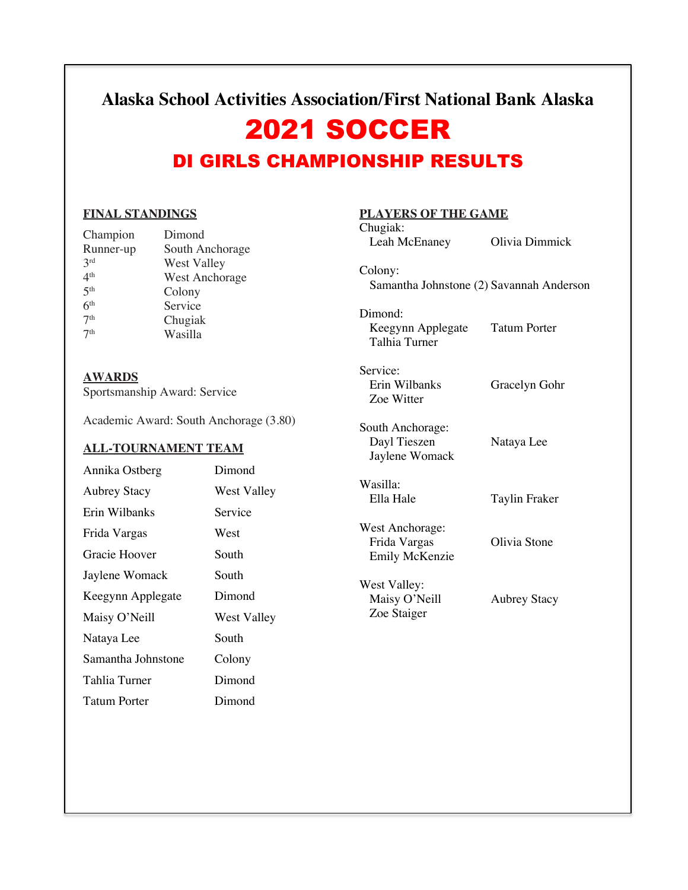# Alaska School Activities Association/First National Bank Alaska

# 2021 SOCCER

## DI GIRLS CHAMPIONSHIP RESULTS

**FINAL STANDINGS**

| | |
|---|---|
| Champion | Dimond |
| Runner-up | South Anchorage |
| 3rd | West Valley |
| 4th | West Anchorage |
| 5th | Colony |
| 6th | Service |
| 7th | Chugiak |
| 7th | Wasilla |

**AWARDS**

Sportsmanship Award: Service

Academic Award: South Anchorage (3.80)

**ALL-TOURNAMENT TEAM**

| | |
|---|---|
| Annika Ostberg | Dimond |
| Aubrey Stacy | West Valley |
| Erin Wilbanks | Service |
| Frida Vargas | West |
| Gracie Hoover | South |
| Jaylene Womack | South |
| Keegynn Applegate | Dimond |
| Maisy O'Neill | West Valley |
| Nataya Lee | South |
| Samantha Johnstone | Colony |
| Tahlia Turner | Dimond |
| Tatum Porter | Dimond |

**PLAYERS OF THE GAME**

Chugiak:
- Leah McEnaney
- Olivia Dimmick

Colony:
- Samantha Johnstone (2)
- Savannah Anderson

Dimond:
- Keegynn Applegate
- Tatum Porter
- Talhia Turner

Service:
- Erin Wilbanks
- Gracelyn Gohr
- Zoe Witter

South Anchorage:
- Dayl Tieszen
- Nataya Lee
- Jaylene Womack

Wasilla:
- Ella Hale
- Taylin Fraker

West Anchorage:
- Frida Vargas
- Olivia Stone
- Emily McKenzie

West Valley:
- Maisy O'Neill
- Aubrey Stacy
- Zoe Staiger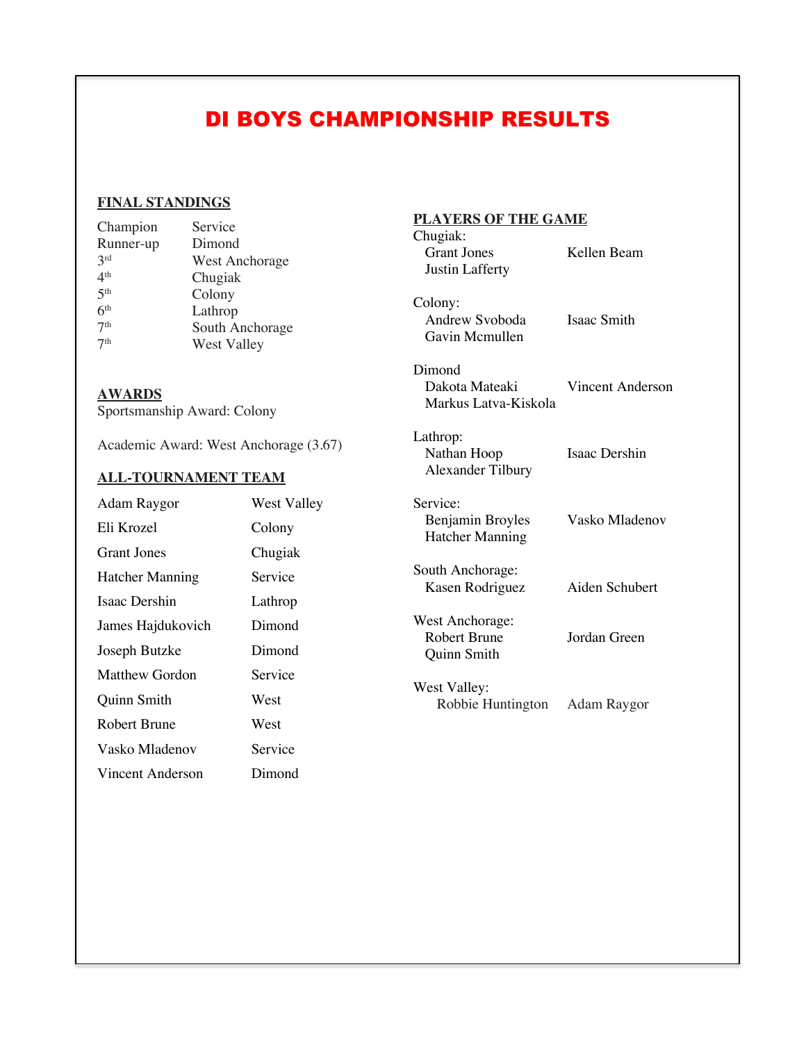# DI BOYS CHAMPIONSHIP RESULTS

## FINAL STANDINGS

| | |
|---|---|
| Champion | Service |
| Runner-up | Dimond |
| 3rd | West Anchorage |
| 4th | Chugiak |
| 5th | Colony |
| 6th | Lathrop |
| 7th | South Anchorage |
| 7th | West Valley |

## AWARDS

Sportsmanship Award: Colony

Academic Award: West Anchorage (3.67)

## ALL-TOURNAMENT TEAM

| | |
|---|---|
| Adam Raygor | West Valley |
| Eli Krozel | Colony |
| Grant Jones | Chugiak |
| Hatcher Manning | Service |
| Isaac Dershin | Lathrop |
| James Hajdukovich | Dimond |
| Joseph Butzke | Dimond |
| Matthew Gordon | Service |
| Quinn Smith | West |
| Robert Brune | West |
| Vasko Mladenov | Service |
| Vincent Anderson | Dimond |

## PLAYERS OF THE GAME

Chugiak:
- Grant Jones — Kellen Beam
- Justin Lafferty

Colony:
- Andrew Svoboda — Isaac Smith
- Gavin Mcmullen

Dimond
- Dakota Mateaki — Vincent Anderson
- Markus Latva-Kiskola

Lathrop:
- Nathan Hoop — Isaac Dershin
- Alexander Tilbury

Service:
- Benjamin Broyles — Vasko Mladenov
- Hatcher Manning

South Anchorage:
- Kasen Rodriguez — Aiden Schubert

West Anchorage:
- Robert Brune — Jordan Green
- Quinn Smith

West Valley:
- Robbie Huntington — Adam Raygor